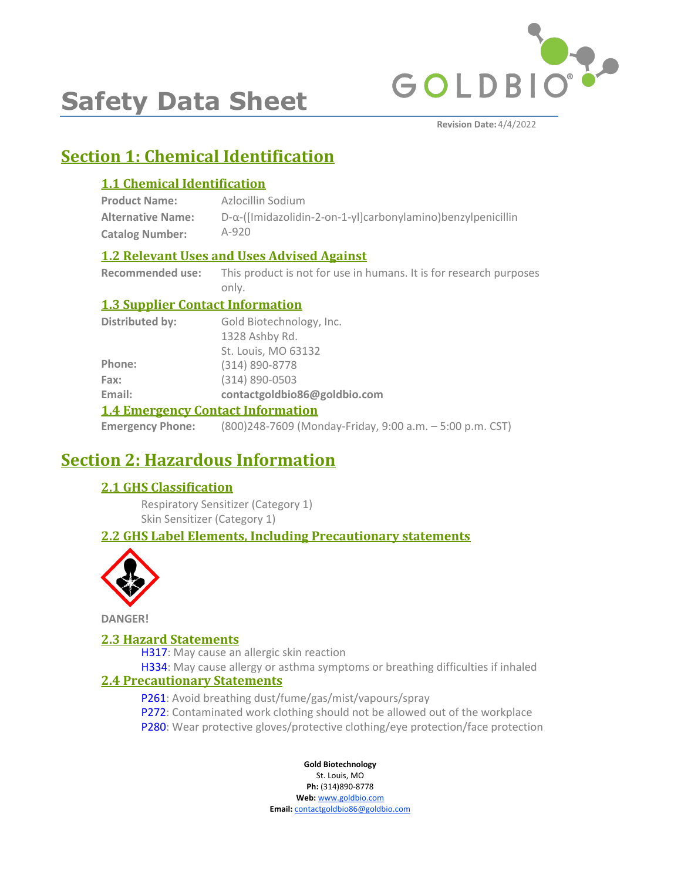# Safety Data Sheet

**Revision Date:** 4/4/2022

## Section 1: Chemical Identification

### 1.1 Chemical Identification

**Product Name:** Azlocillin Sodium

**Alternative Name:** D-α-([Imidazolidin-2-on-1-yl]carbonylamino)benzylpenicillin

**Catalog Number:** A-920

### 1.2 Relevant Uses and Uses Advised Against

**Recommended use:** This product is not for use in humans. It is for research purposes only.

### 1.3 Supplier Contact Information

**Distributed by:** Gold Biotechnology, Inc.
1328 Ashby Rd.
St. Louis, MO 63132

**Phone:** (314) 890-8778

**Fax:** (314) 890-0503

**Email:** **contactgoldbio86@goldbio.com**

### 1.4 Emergency Contact Information

**Emergency Phone:** (800)248-7609 (Monday-Friday, 9:00 a.m. – 5:00 p.m. CST)

## Section 2: Hazardous Information

### 2.1 GHS Classification

Respiratory Sensitizer (Category 1)
Skin Sensitizer (Category 1)

### 2.2 GHS Label Elements, Including Precautionary statements

**DANGER!**

### 2.3 Hazard Statements

H317: May cause an allergic skin reaction
H334: May cause allergy or asthma symptoms or breathing difficulties if inhaled

### 2.4 Precautionary Statements

P261: Avoid breathing dust/fume/gas/mist/vapours/spray
P272: Contaminated work clothing should not be allowed out of the workplace
P280: Wear protective gloves/protective clothing/eye protection/face protection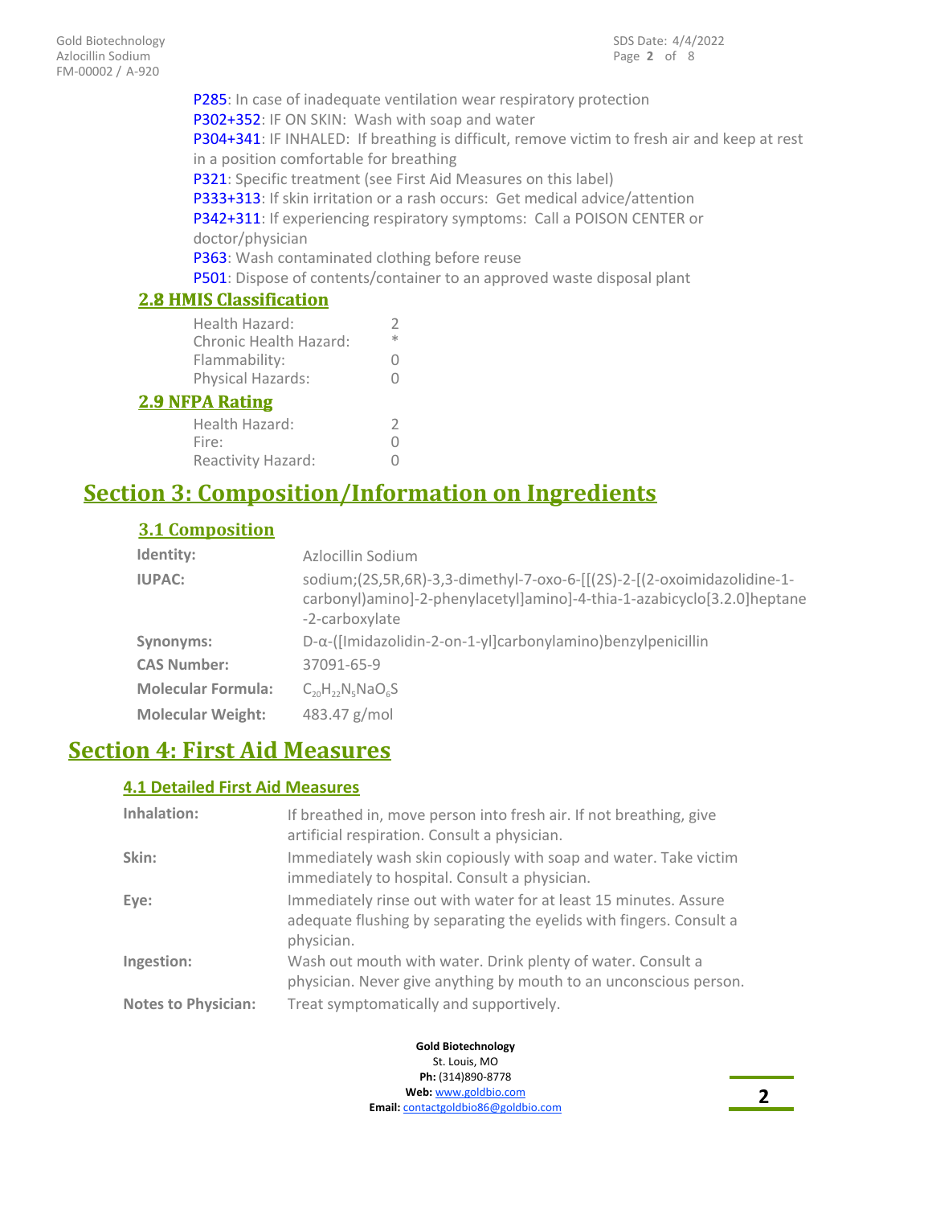P285: In case of inadequate ventilation wear respiratory protection
P302+352: IF ON SKIN: Wash with soap and water
P304+341: IF INHALED: If breathing is difficult, remove victim to fresh air and keep at rest in a position comfortable for breathing
P321: Specific treatment (see First Aid Measures on this label)
P333+313: If skin irritation or a rash occurs: Get medical advice/attention
P342+311: If experiencing respiratory symptoms: Call a POISON CENTER or doctor/physician
P363: Wash contaminated clothing before reuse
P501: Dispose of contents/container to an approved waste disposal plant

### 2.8 HMIS Classification

| | |
|---|---|
| Health Hazard: | 2 |
| Chronic Health Hazard: | * |
| Flammability: | 0 |
| Physical Hazards: | 0 |

### 2.9 NFPA Rating

| | |
|---|---|
| Health Hazard: | 2 |
| Fire: | 0 |
| Reactivity Hazard: | 0 |

## Section 3: Composition/Information on Ingredients

### 3.1 Composition

| | |
|---|---|
| **Identity:** | Azlocillin Sodium |
| **IUPAC:** | sodium;(2S,5R,6R)-3,3-dimethyl-7-oxo-6-[[(2S)-2-[(2-oxoimidazolidine-1-carbonyl)amino]-2-phenylacetyl]amino]-4-thia-1-azabicyclo[3.2.0]heptane-2-carboxylate |
| **Synonyms:** | D-α-([Imidazolidin-2-on-1-yl]carbonylamino)benzylpenicillin |
| **CAS Number:** | 37091-65-9 |
| **Molecular Formula:** | $C_{20}H_{22}N_5NaO_6S$ |
| **Molecular Weight:** | 483.47 g/mol |

## Section 4: First Aid Measures

### 4.1 Detailed First Aid Measures

| | |
|---|---|
| **Inhalation:** | If breathed in, move person into fresh air. If not breathing, give artificial respiration. Consult a physician. |
| **Skin:** | Immediately wash skin copiously with soap and water. Take victim immediately to hospital. Consult a physician. |
| **Eye:** | Immediately rinse out with water for at least 15 minutes. Assure adequate flushing by separating the eyelids with fingers. Consult a physician. |
| **Ingestion:** | Wash out mouth with water. Drink plenty of water. Consult a physician. Never give anything by mouth to an unconscious person. |
| **Notes to Physician:** | Treat symptomatically and supportively. |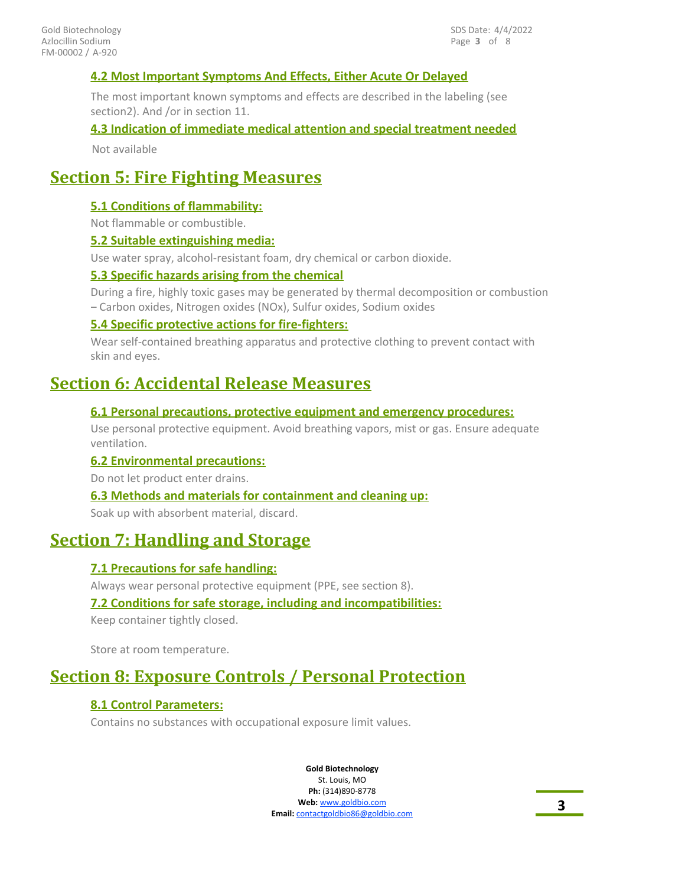### 4.2 Most Important Symptoms And Effects, Either Acute Or Delayed

The most important known symptoms and effects are described in the labeling (see section2). And /or in section 11.

### 4.3 Indication of immediate medical attention and special treatment needed

Not available

## Section 5: Fire Fighting Measures

### 5.1 Conditions of flammability:

Not flammable or combustible.

### 5.2 Suitable extinguishing media:

Use water spray, alcohol-resistant foam, dry chemical or carbon dioxide.

### 5.3 Specific hazards arising from the chemical

During a fire, highly toxic gases may be generated by thermal decomposition or combustion – Carbon oxides, Nitrogen oxides (NOx), Sulfur oxides, Sodium oxides

### 5.4 Specific protective actions for fire-fighters:

Wear self-contained breathing apparatus and protective clothing to prevent contact with skin and eyes.

## Section 6: Accidental Release Measures

### 6.1 Personal precautions, protective equipment and emergency procedures:

Use personal protective equipment. Avoid breathing vapors, mist or gas. Ensure adequate ventilation.

### 6.2 Environmental precautions:

Do not let product enter drains.

### 6.3 Methods and materials for containment and cleaning up:

Soak up with absorbent material, discard.

## Section 7: Handling and Storage

### 7.1 Precautions for safe handling:

Always wear personal protective equipment (PPE, see section 8).

### 7.2 Conditions for safe storage, including and incompatibilities:

Keep container tightly closed.

Store at room temperature.

## Section 8: Exposure Controls / Personal Protection

### 8.1 Control Parameters:

Contains no substances with occupational exposure limit values.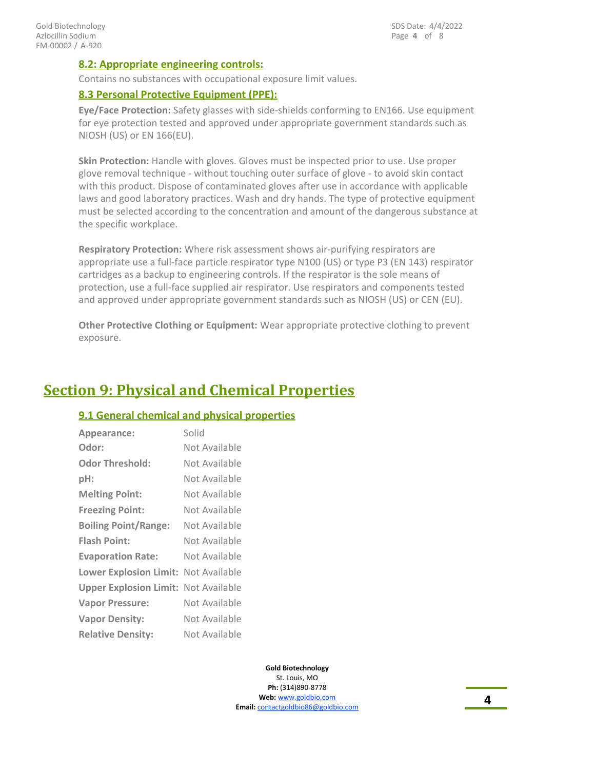### 8.2: Appropriate engineering controls:

Contains no substances with occupational exposure limit values.

### 8.3 Personal Protective Equipment (PPE):

**Eye/Face Protection:** Safety glasses with side-shields conforming to EN166. Use equipment for eye protection tested and approved under appropriate government standards such as NIOSH (US) or EN 166(EU).

**Skin Protection:** Handle with gloves. Gloves must be inspected prior to use. Use proper glove removal technique - without touching outer surface of glove - to avoid skin contact with this product. Dispose of contaminated gloves after use in accordance with applicable laws and good laboratory practices. Wash and dry hands. The type of protective equipment must be selected according to the concentration and amount of the dangerous substance at the specific workplace.

**Respiratory Protection:** Where risk assessment shows air-purifying respirators are appropriate use a full-face particle respirator type N100 (US) or type P3 (EN 143) respirator cartridges as a backup to engineering controls. If the respirator is the sole means of protection, use a full-face supplied air respirator. Use respirators and components tested and approved under appropriate government standards such as NIOSH (US) or CEN (EU).

**Other Protective Clothing or Equipment:** Wear appropriate protective clothing to prevent exposure.

## Section 9: Physical and Chemical Properties

### 9.1 General chemical and physical properties

| | |
|---|---|
| **Appearance:** | Solid |
| **Odor:** | Not Available |
| **Odor Threshold:** | Not Available |
| **pH:** | Not Available |
| **Melting Point:** | Not Available |
| **Freezing Point:** | Not Available |
| **Boiling Point/Range:** | Not Available |
| **Flash Point:** | Not Available |
| **Evaporation Rate:** | Not Available |
| **Lower Explosion Limit:** | Not Available |
| **Upper Explosion Limit:** | Not Available |
| **Vapor Pressure:** | Not Available |
| **Vapor Density:** | Not Available |
| **Relative Density:** | Not Available |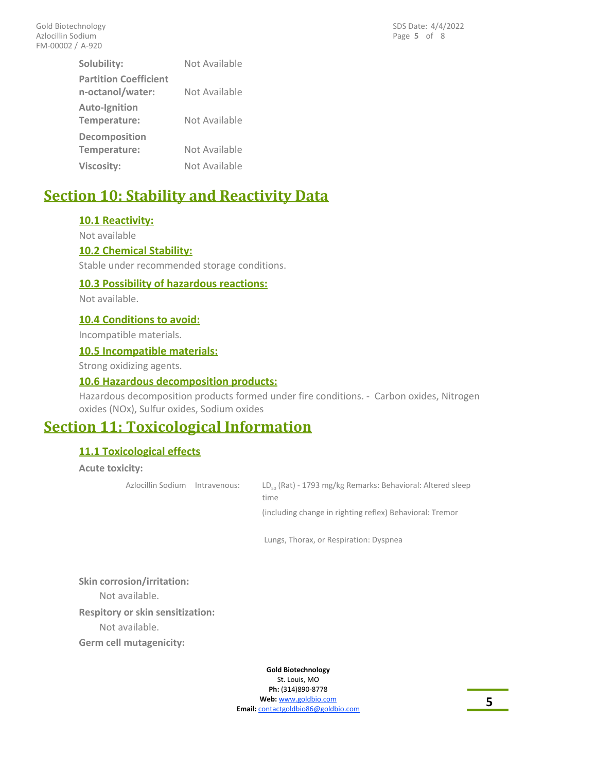| | |
|---|---|
| **Solubility:** | Not Available |
| **Partition Coefficient n-octanol/water:** | Not Available |
| **Auto-Ignition Temperature:** | Not Available |
| **Decomposition Temperature:** | Not Available |
| **Viscosity:** | Not Available |

# Section 10: Stability and Reactivity Data

## 10.1 Reactivity:

Not available

## 10.2 Chemical Stability:

Stable under recommended storage conditions.

## 10.3 Possibility of hazardous reactions:

Not available.

## 10.4 Conditions to avoid:

Incompatible materials.

## 10.5 Incompatible materials:

Strong oxidizing agents.

## 10.6 Hazardous decomposition products:

Hazardous decomposition products formed under fire conditions. - Carbon oxides, Nitrogen oxides (NOx), Sulfur oxides, Sodium oxides

# Section 11: Toxicological Information

## 11.1 Toxicological effects

**Acute toxicity:**

| | | |
|---|---|---|
| Azlocillin Sodium | Intravenous: | $LD_{50}$ (Rat) - 1793 mg/kg Remarks: Behavioral: Altered sleep time (including change in righting reflex) Behavioral: Tremor Lungs, Thorax, or Respiration: Dyspnea |

**Skin corrosion/irritation:**

Not available.

**Respitory or skin sensitization:**

Not available.

**Germ cell mutagenicity:**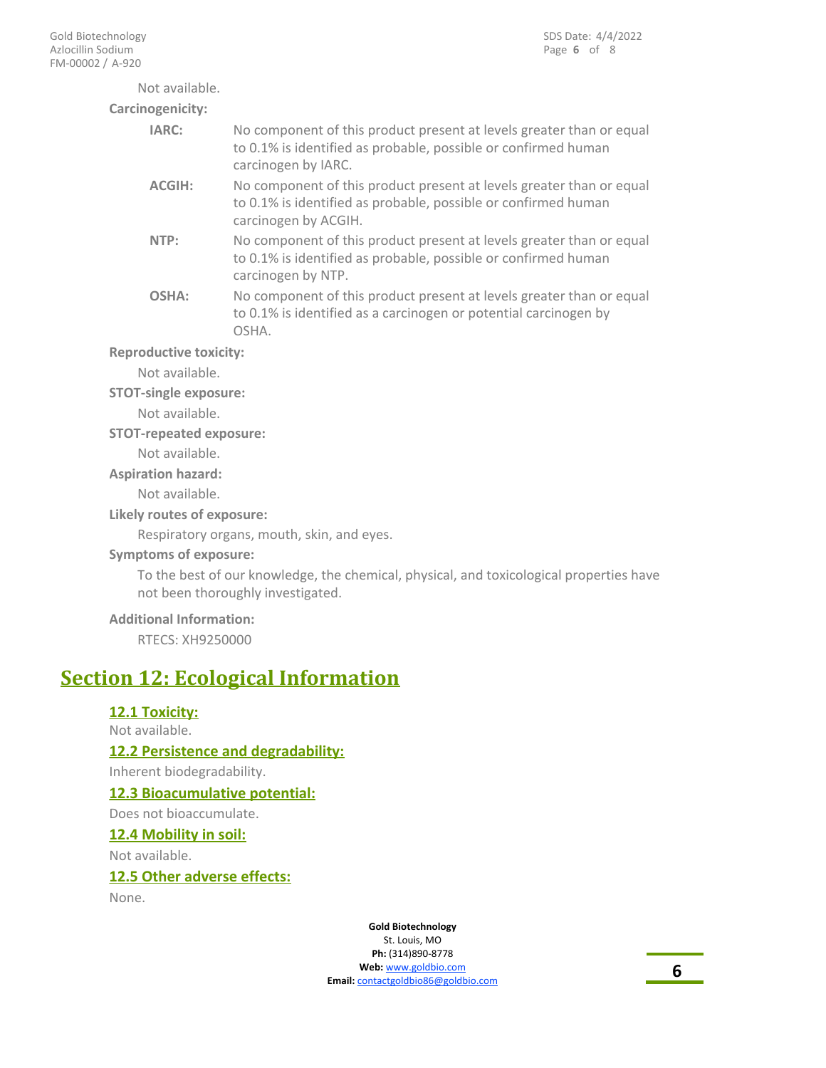Not available.

**Carcinogenicity:**

**IARC:** No component of this product present at levels greater than or equal to 0.1% is identified as probable, possible or confirmed human carcinogen by IARC.

**ACGIH:** No component of this product present at levels greater than or equal to 0.1% is identified as probable, possible or confirmed human carcinogen by ACGIH.

**NTP:** No component of this product present at levels greater than or equal to 0.1% is identified as probable, possible or confirmed human carcinogen by NTP.

**OSHA:** No component of this product present at levels greater than or equal to 0.1% is identified as a carcinogen or potential carcinogen by OSHA.

**Reproductive toxicity:**

Not available.

**STOT-single exposure:**

Not available.

**STOT-repeated exposure:**

Not available.

**Aspiration hazard:**

Not available.

**Likely routes of exposure:**

Respiratory organs, mouth, skin, and eyes.

**Symptoms of exposure:**

To the best of our knowledge, the chemical, physical, and toxicological properties have not been thoroughly investigated.

**Additional Information:**

RTECS: XH9250000

## Section 12: Ecological Information

### 12.1 Toxicity:

Not available.

### 12.2 Persistence and degradability:

Inherent biodegradability.

### 12.3 Bioacumulative potential:

Does not bioaccumulate.

### 12.4 Mobility in soil:

Not available.

### 12.5 Other adverse effects:

None.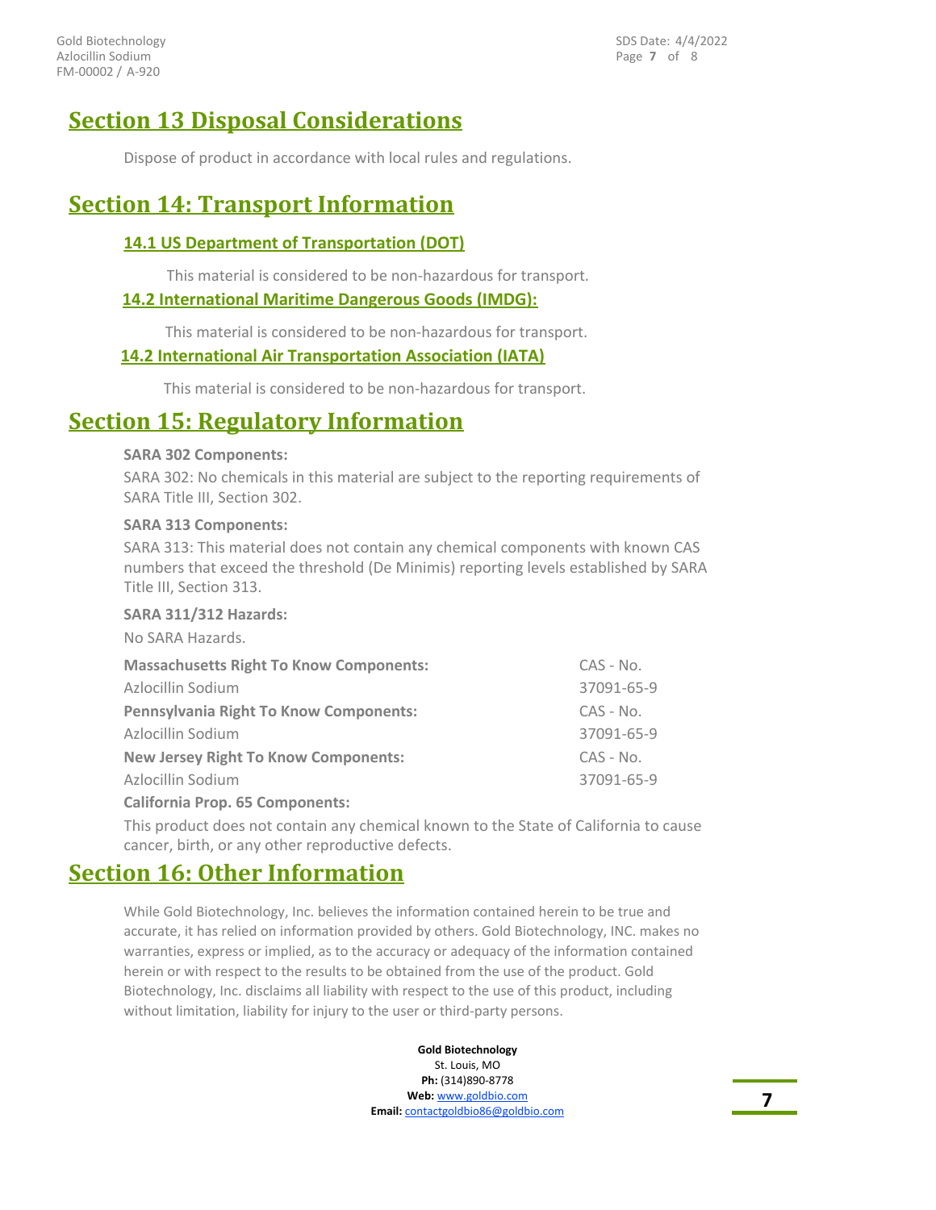# Section 13 Disposal Considerations

Dispose of product in accordance with local rules and regulations.

# Section 14: Transport Information

## 14.1 US Department of Transportation (DOT)

This material is considered to be non-hazardous for transport.

## 14.2 International Maritime Dangerous Goods (IMDG):

This material is considered to be non-hazardous for transport.

## 14.2 International Air Transportation Association (IATA)

This material is considered to be non-hazardous for transport.

# Section 15: Regulatory Information

**SARA 302 Components:**

SARA 302: No chemicals in this material are subject to the reporting requirements of SARA Title III, Section 302.

**SARA 313 Components:**

SARA 313: This material does not contain any chemical components with known CAS numbers that exceed the threshold (De Minimis) reporting levels established by SARA Title III, Section 313.

**SARA 311/312 Hazards:**

No SARA Hazards.

| **Massachusetts Right To Know Components:** | CAS - No. |
|---|---|
| Azlocillin Sodium | 37091-65-9 |
| **Pennsylvania Right To Know Components:** | CAS - No. |
| Azlocillin Sodium | 37091-65-9 |
| **New Jersey Right To Know Components:** | CAS - No. |
| Azlocillin Sodium | 37091-65-9 |

**California Prop. 65 Components:**

This product does not contain any chemical known to the State of California to cause cancer, birth, or any other reproductive defects.

# Section 16: Other Information

While Gold Biotechnology, Inc. believes the information contained herein to be true and accurate, it has relied on information provided by others. Gold Biotechnology, INC. makes no warranties, express or implied, as to the accuracy or adequacy of the information contained herein or with respect to the results to be obtained from the use of the product. Gold Biotechnology, Inc. disclaims all liability with respect to the use of this product, including without limitation, liability for injury to the user or third-party persons.

**Gold Biotechnology**
St. Louis, MO
**Ph:** (314)890-8778
**Web:** www.goldbio.com
**Email:** contactgoldbio86@goldbio.com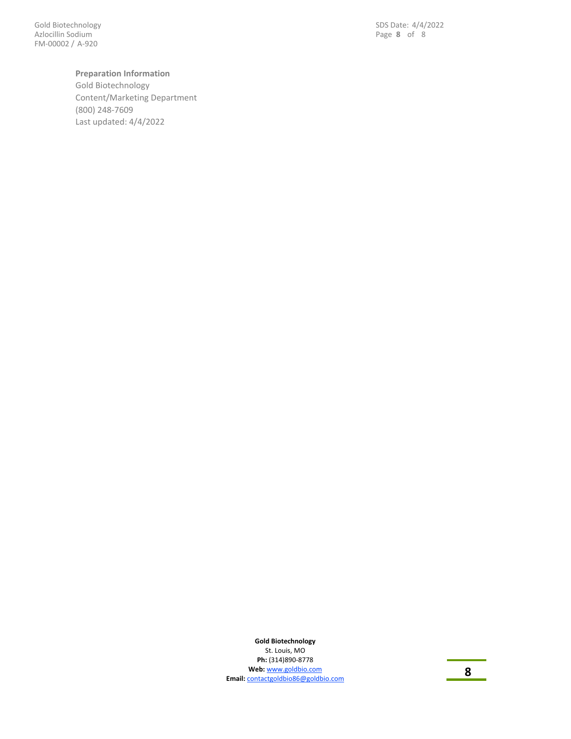**Preparation Information**

Gold Biotechnology
Content/Marketing Department
(800) 248-7609
Last updated: 4/4/2022